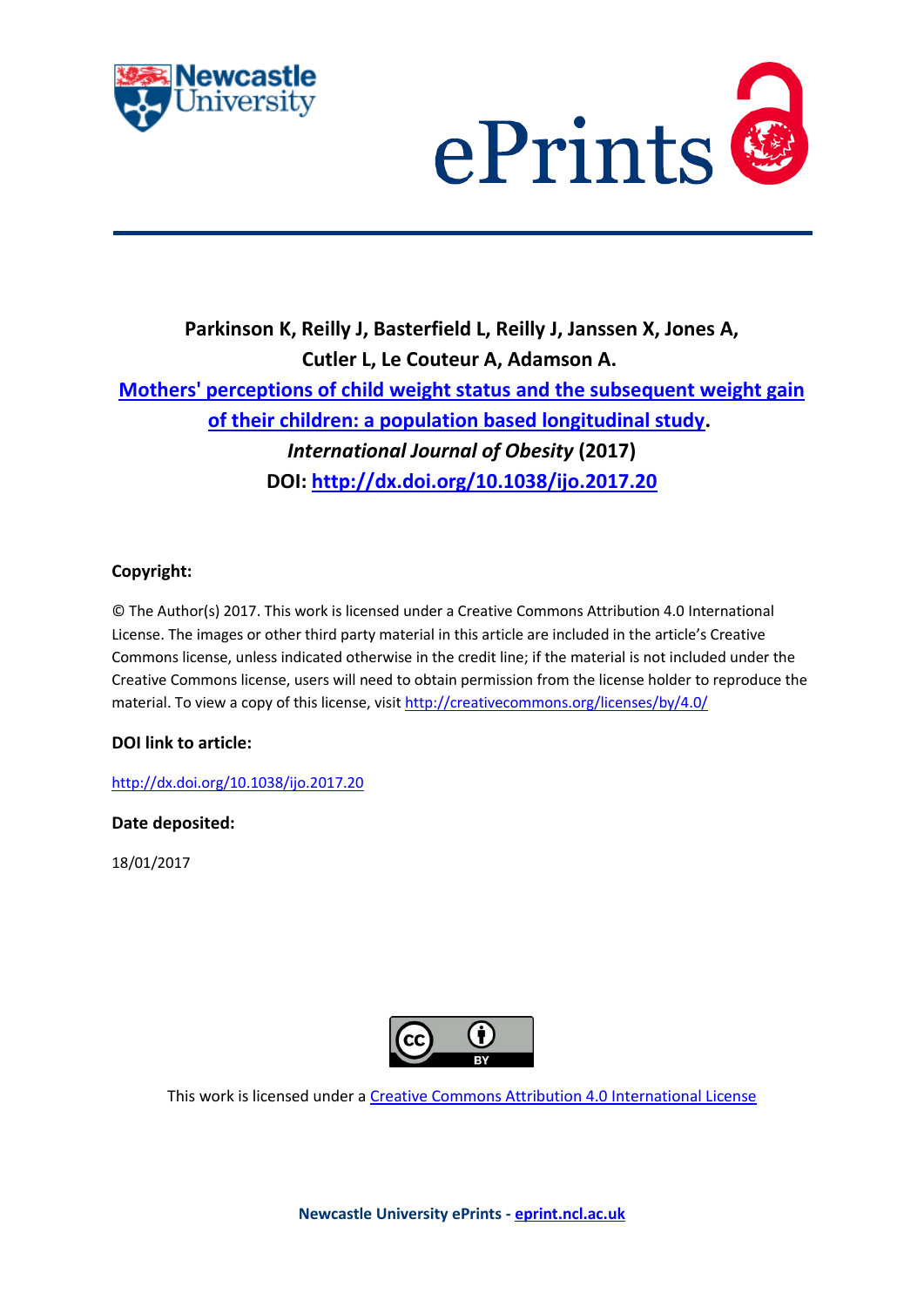**Parkinson K, Reilly J, Basterfield L, Reilly J, Janssen X, Jones A, Cutler L, Le Couteur A, Adamson A.**

**Mothers' perceptions of child weight status and the subsequent weight gain of their children: a population based longitudinal study.**

***International Journal of Obesity*** **(2017)**

**DOI: http://dx.doi.org/10.1038/ijo.2017.20**

**Copyright:**

© The Author(s) 2017. This work is licensed under a Creative Commons Attribution 4.0 International License. The images or other third party material in this article are included in the article's Creative Commons license, unless indicated otherwise in the credit line; if the material is not included under the Creative Commons license, users will need to obtain permission from the license holder to reproduce the material. To view a copy of this license, visit http://creativecommons.org/licenses/by/4.0/

**DOI link to article:**

http://dx.doi.org/10.1038/ijo.2017.20

**Date deposited:**

18/01/2017

This work is licensed under a Creative Commons Attribution 4.0 International License

**Newcastle University ePrints - eprint.ncl.ac.uk**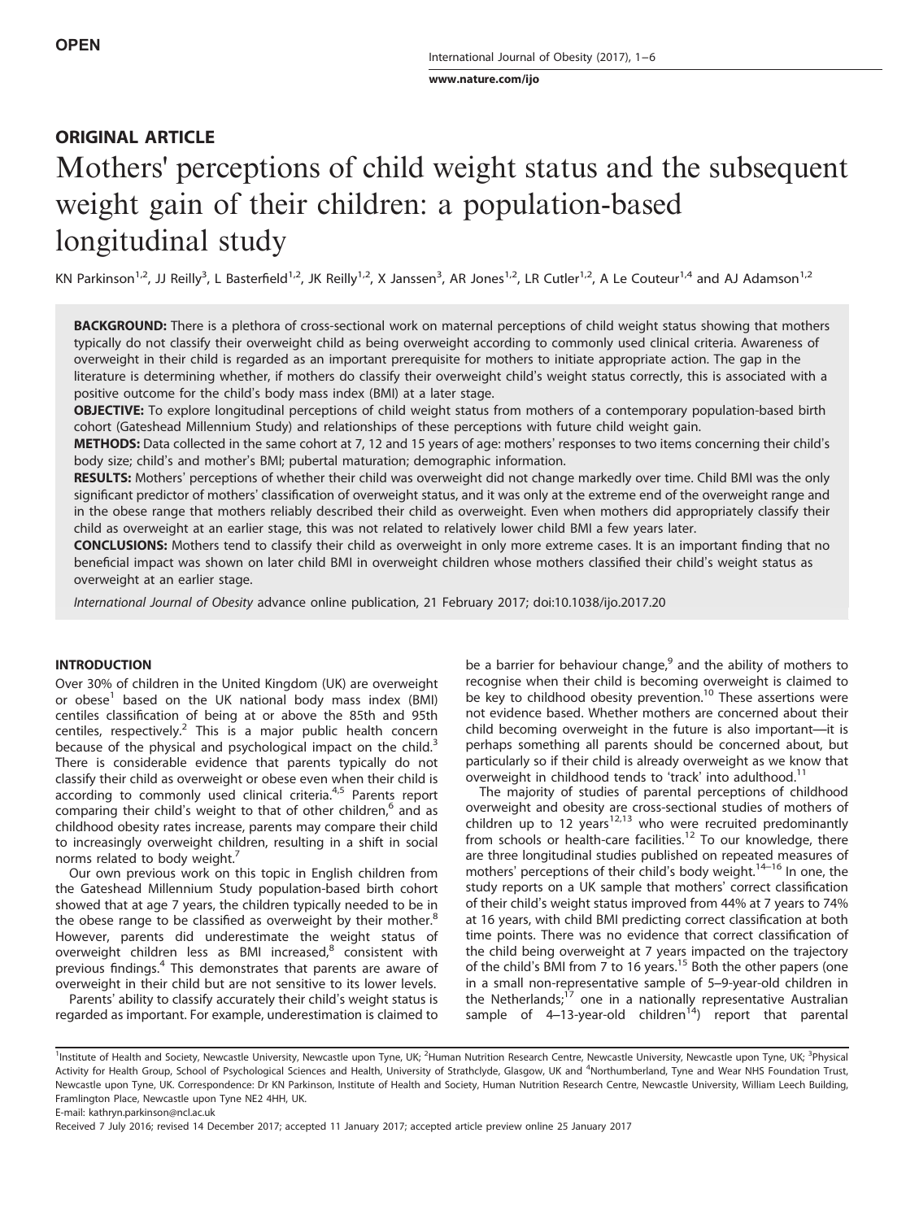OPEN

# ORIGINAL ARTICLE

# Mothers' perceptions of child weight status and the subsequent weight gain of their children: a population-based longitudinal study

KN Parkinson[1,2], JJ Reilly[3], L Basterfield[1,2], JK Reilly[1,2], X Janssen[3], AR Jones[1,2], LR Cutler[1,2], A Le Couteur[1,4] and AJ Adamson[1,2]

**BACKGROUND:** There is a plethora of cross-sectional work on maternal perceptions of child weight status showing that mothers typically do not classify their overweight child as being overweight according to commonly used clinical criteria. Awareness of overweight in their child is regarded as an important prerequisite for mothers to initiate appropriate action. The gap in the literature is determining whether, if mothers do classify their overweight child's weight status correctly, this is associated with a positive outcome for the child's body mass index (BMI) at a later stage.

**OBJECTIVE:** To explore longitudinal perceptions of child weight status from mothers of a contemporary population-based birth cohort (Gateshead Millennium Study) and relationships of these perceptions with future child weight gain.

**METHODS:** Data collected in the same cohort at 7, 12 and 15 years of age: mothers' responses to two items concerning their child's body size; child's and mother's BMI; pubertal maturation; demographic information.

**RESULTS:** Mothers' perceptions of whether their child was overweight did not change markedly over time. Child BMI was the only significant predictor of mothers' classification of overweight status, and it was only at the extreme end of the overweight range and in the obese range that mothers reliably described their child as overweight. Even when mothers did appropriately classify their child as overweight at an earlier stage, this was not related to relatively lower child BMI a few years later.

**CONCLUSIONS:** Mothers tend to classify their child as overweight in only more extreme cases. It is an important finding that no beneficial impact was shown on later child BMI in overweight children whose mothers classified their child's weight status as overweight at an earlier stage.

*International Journal of Obesity* advance online publication, 21 February 2017; doi:10.1038/ijo.2017.20

## INTRODUCTION

Over 30% of children in the United Kingdom (UK) are overweight or obese[1] based on the UK national body mass index (BMI) centiles classification of being at or above the 85th and 95th centiles, respectively.[2] This is a major public health concern because of the physical and psychological impact on the child.[3] There is considerable evidence that parents typically do not classify their child as overweight or obese even when their child is according to commonly used clinical criteria.[4,5] Parents report comparing their child's weight to that of other children,[6] and as childhood obesity rates increase, parents may compare their child to increasingly overweight children, resulting in a shift in social norms related to body weight.[7]

Our own previous work on this topic in English children from the Gateshead Millennium Study population-based birth cohort showed that at age 7 years, the children typically needed to be in the obese range to be classified as overweight by their mother.[8] However, parents did underestimate the weight status of overweight children less as BMI increased,[8] consistent with previous findings.[4] This demonstrates that parents are aware of overweight in their child but are not sensitive to its lower levels.

Parents' ability to classify accurately their child's weight status is regarded as important. For example, underestimation is claimed to be a barrier for behaviour change,[9] and the ability of mothers to recognise when their child is becoming overweight is claimed to be key to childhood obesity prevention.[10] These assertions were not evidence based. Whether mothers are concerned about their child becoming overweight in the future is also important—it is perhaps something all parents should be concerned about, but particularly so if their child is already overweight as we know that overweight in childhood tends to 'track' into adulthood.[11]

The majority of studies of parental perceptions of childhood overweight and obesity are cross-sectional studies of mothers of children up to 12 years[12,13] who were recruited predominantly from schools or health-care facilities.[12] To our knowledge, there are three longitudinal studies published on repeated measures of mothers' perceptions of their child's body weight.[14–16] In one, the study reports on a UK sample that mothers' correct classification of their child's weight status improved from 44% at 7 years to 74% at 16 years, with child BMI predicting correct classification at both time points. There was no evidence that correct classification of the child being overweight at 7 years impacted on the trajectory of the child's BMI from 7 to 16 years.[15] Both the other papers (one in a small non-representative sample of 5–9-year-old children in the Netherlands;[17] one in a nationally representative Australian sample of 4–13-year-old children[14]) report that parental

[1]Institute of Health and Society, Newcastle University, Newcastle upon Tyne, UK; [2]Human Nutrition Research Centre, Newcastle University, Newcastle upon Tyne, UK; [3]Physical Activity for Health Group, School of Psychological Sciences and Health, University of Strathclyde, Glasgow, UK and [4]Northumberland, Tyne and Wear NHS Foundation Trust, Newcastle upon Tyne, UK. Correspondence: Dr KN Parkinson, Institute of Health and Society, Human Nutrition Research Centre, Newcastle University, William Leech Building, Framlington Place, Newcastle upon Tyne NE2 4HH, UK.
E-mail: kathryn.parkinson@ncl.ac.uk

Received 7 July 2016; revised 14 December 2017; accepted 11 January 2017; accepted article preview online 25 January 2017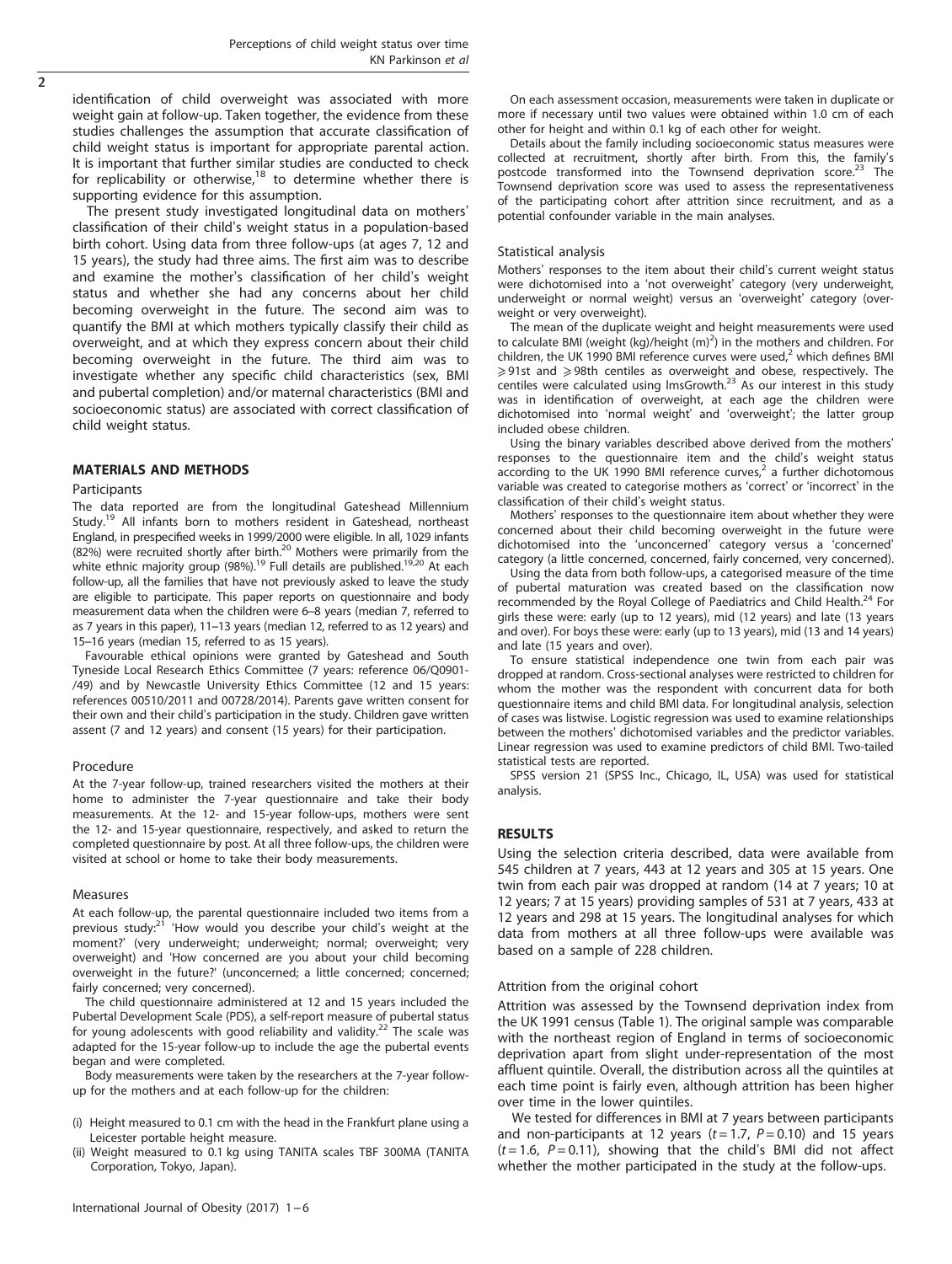identification of child overweight was associated with more weight gain at follow-up. Taken together, the evidence from these studies challenges the assumption that accurate classification of child weight status is important for appropriate parental action. It is important that further similar studies are conducted to check for replicability or otherwise,[18] to determine whether there is supporting evidence for this assumption.

The present study investigated longitudinal data on mothers' classification of their child's weight status in a population-based birth cohort. Using data from three follow-ups (at ages 7, 12 and 15 years), the study had three aims. The first aim was to describe and examine the mother's classification of her child's weight status and whether she had any concerns about her child becoming overweight in the future. The second aim was to quantify the BMI at which mothers typically classify their child as overweight, and at which they express concern about their child becoming overweight in the future. The third aim was to investigate whether any specific child characteristics (sex, BMI and pubertal completion) and/or maternal characteristics (BMI and socioeconomic status) are associated with correct classification of child weight status.

## MATERIALS AND METHODS

### Participants

The data reported are from the longitudinal Gateshead Millennium Study.[19] All infants born to mothers resident in Gateshead, northeast England, in prespecified weeks in 1999/2000 were eligible. In all, 1029 infants (82%) were recruited shortly after birth.[20] Mothers were primarily from the white ethnic majority group (98%).[19] Full details are published.[19,20] At each follow-up, all the families that have not previously asked to leave the study are eligible to participate. This paper reports on questionnaire and body measurement data when the children were 6–8 years (median 7, referred to as 7 years in this paper), 11–13 years (median 12, referred to as 12 years) and 15–16 years (median 15, referred to as 15 years).

Favourable ethical opinions were granted by Gateshead and South Tyneside Local Research Ethics Committee (7 years: reference 06/Q0901-/49) and by Newcastle University Ethics Committee (12 and 15 years: references 00510/2011 and 00728/2014). Parents gave written consent for their own and their child's participation in the study. Children gave written assent (7 and 12 years) and consent (15 years) for their participation.

### Procedure

At the 7-year follow-up, trained researchers visited the mothers at their home to administer the 7-year questionnaire and take their body measurements. At the 12- and 15-year follow-ups, mothers were sent the 12- and 15-year questionnaire, respectively, and asked to return the completed questionnaire by post. At all three follow-ups, the children were visited at school or home to take their body measurements.

### Measures

At each follow-up, the parental questionnaire included two items from a previous study:[21] 'How would you describe your child's weight at the moment?' (very underweight; underweight; normal; overweight; very overweight) and 'How concerned are you about your child becoming overweight in the future?' (unconcerned; a little concerned; concerned; fairly concerned; very concerned).

The child questionnaire administered at 12 and 15 years included the Pubertal Development Scale (PDS), a self-report measure of pubertal status for young adolescents with good reliability and validity.[22] The scale was adapted for the 15-year follow-up to include the age the pubertal events began and were completed.

Body measurements were taken by the researchers at the 7-year follow-up for the mothers and at each follow-up for the children:

(i) Height measured to 0.1 cm with the head in the Frankfurt plane using a Leicester portable height measure.
(ii) Weight measured to 0.1 kg using TANITA scales TBF 300MA (TANITA Corporation, Tokyo, Japan).

On each assessment occasion, measurements were taken in duplicate or more if necessary until two values were obtained within 1.0 cm of each other for height and within 0.1 kg of each other for weight.

Details about the family including socioeconomic status measures were collected at recruitment, shortly after birth. From this, the family's postcode transformed into the Townsend deprivation score.[23] The Townsend deprivation score was used to assess the representativeness of the participating cohort after attrition since recruitment, and as a potential confounder variable in the main analyses.

### Statistical analysis

Mothers' responses to the item about their child's current weight status were dichotomised into a 'not overweight' category (very underweight, underweight or normal weight) versus an 'overweight' category (overweight or very overweight).

The mean of the duplicate weight and height measurements were used to calculate BMI (weight (kg)/height (m)$^2$) in the mothers and children. For children, the UK 1990 BMI reference curves were used,[2] which defines BMI $\geqslant$91st and $\geqslant$98th centiles as overweight and obese, respectively. The centiles were calculated using lmsGrowth.[23] As our interest in this study was in identification of overweight, at each age the children were dichotomised into 'normal weight' and 'overweight'; the latter group included obese children.

Using the binary variables described above derived from the mothers' responses to the questionnaire item and the child's weight status according to the UK 1990 BMI reference curves,[2] a further dichotomous variable was created to categorise mothers as 'correct' or 'incorrect' in the classification of their child's weight status.

Mothers' responses to the questionnaire item about whether they were concerned about their child becoming overweight in the future were dichotomised into the 'unconcerned' category versus a 'concerned' category (a little concerned, concerned, fairly concerned, very concerned).

Using the data from both follow-ups, a categorised measure of the time of pubertal maturation was created based on the classification now recommended by the Royal College of Paediatrics and Child Health.[24] For girls these were: early (up to 12 years), mid (12 years) and late (13 years and over). For boys these were: early (up to 13 years), mid (13 and 14 years) and late (15 years and over).

To ensure statistical independence one twin from each pair was dropped at random. Cross-sectional analyses were restricted to children for whom the mother was the respondent with concurrent data for both questionnaire items and child BMI data. For longitudinal analysis, selection of cases was listwise. Logistic regression was used to examine relationships between the mothers' dichotomised variables and the predictor variables. Linear regression was used to examine predictors of child BMI. Two-tailed statistical tests are reported.

SPSS version 21 (SPSS Inc., Chicago, IL, USA) was used for statistical analysis.

## RESULTS

Using the selection criteria described, data were available from 545 children at 7 years, 443 at 12 years and 305 at 15 years. One twin from each pair was dropped at random (14 at 7 years; 10 at 12 years; 7 at 15 years) providing samples of 531 at 7 years, 433 at 12 years and 298 at 15 years. The longitudinal analyses for which data from mothers at all three follow-ups were available was based on a sample of 228 children.

### Attrition from the original cohort

Attrition was assessed by the Townsend deprivation index from the UK 1991 census (Table 1). The original sample was comparable with the northeast region of England in terms of socioeconomic deprivation apart from slight under-representation of the most affluent quintile. Overall, the distribution across all the quintiles at each time point is fairly even, although attrition has been higher over time in the lower quintiles.

We tested for differences in BMI at 7 years between participants and non-participants at 12 years ($t = 1.7$, $P = 0.10$) and 15 years ($t = 1.6$, $P = 0.11$), showing that the child's BMI did not affect whether the mother participated in the study at the follow-ups.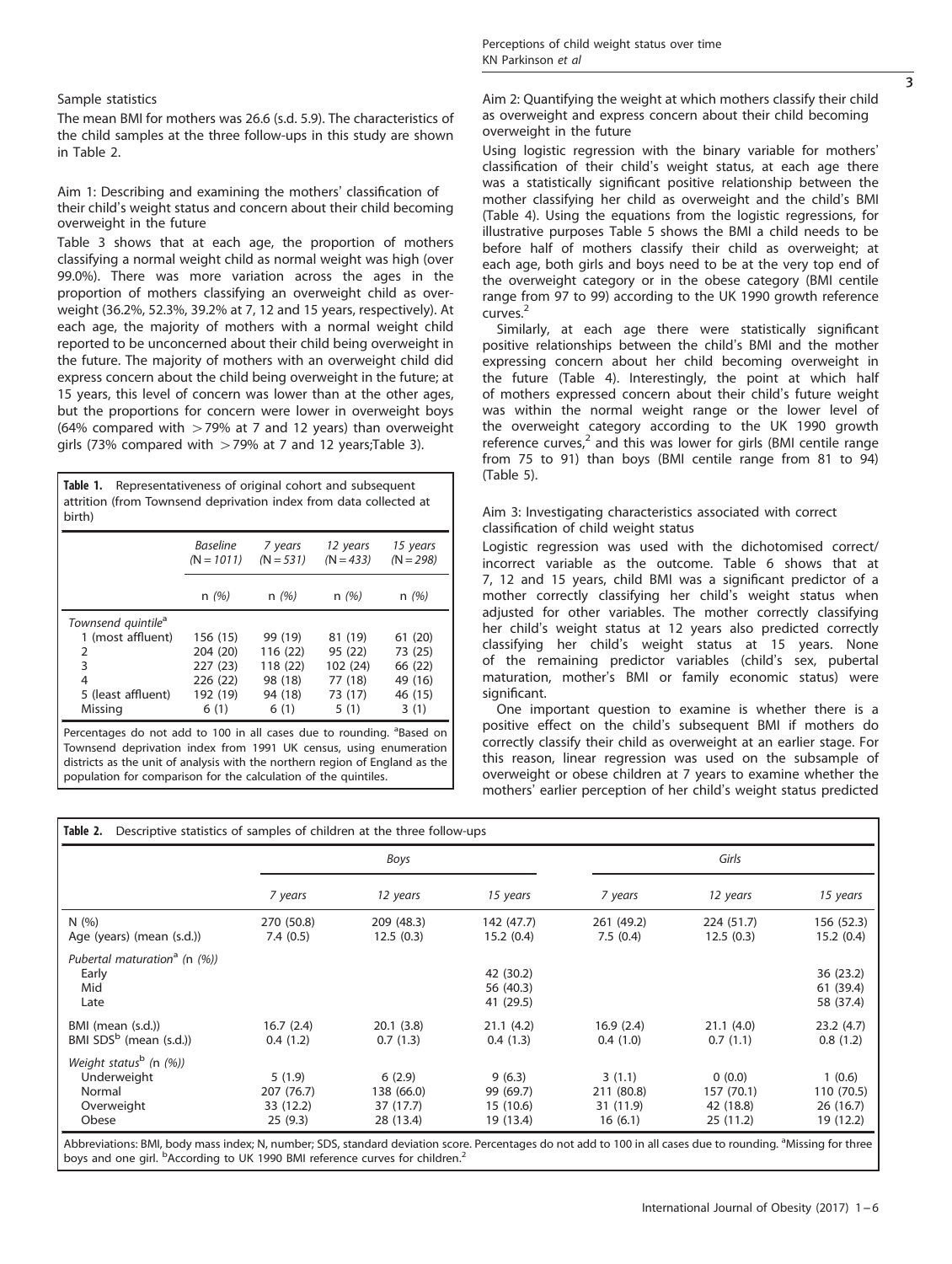### Sample statistics

The mean BMI for mothers was 26.6 (s.d. 5.9). The characteristics of the child samples at the three follow-ups in this study are shown in Table 2.

### Aim 1: Describing and examining the mothers' classification of their child's weight status and concern about their child becoming overweight in the future

Table 3 shows that at each age, the proportion of mothers classifying a normal weight child as normal weight was high (over 99.0%). There was more variation across the ages in the proportion of mothers classifying an overweight child as overweight (36.2%, 52.3%, 39.2% at 7, 12 and 15 years, respectively). At each age, the majority of mothers with a normal weight child reported to be unconcerned about their child being overweight in the future. The majority of mothers with an overweight child did express concern about the child being overweight in the future; at 15 years, this level of concern was lower than at the other ages, but the proportions for concern were lower in overweight boys (64% compared with >79% at 7 and 12 years) than overweight girls (73% compared with >79% at 7 and 12 years;Table 3).

**Table 1.** Representativeness of original cohort and subsequent attrition (from Townsend deprivation index from data collected at birth)

| | *Baseline (N = 1011)* | *7 years (N = 531)* | *12 years (N = 433)* | *15 years (N = 298)* |
|---|---|---|---|---|
| | n *(%)* | n *(%)* | n *(%)* | n *(%)* |
| *Townsend quintile*[a] | | | | |
| 1 (most affluent) | 156 (15) | 99 (19) | 81 (19) | 61 (20) |
| 2 | 204 (20) | 116 (22) | 95 (22) | 73 (25) |
| 3 | 227 (23) | 118 (22) | 102 (24) | 66 (22) |
| 4 | 226 (22) | 98 (18) | 77 (18) | 49 (16) |
| 5 (least affluent) | 192 (19) | 94 (18) | 73 (17) | 46 (15) |
| Missing | 6 (1) | 6 (1) | 5 (1) | 3 (1) |

Percentages do not add to 100 in all cases due to rounding. [a]Based on Townsend deprivation index from 1991 UK census, using enumeration districts as the unit of analysis with the northern region of England as the population for comparison for the calculation of the quintiles.

### Aim 2: Quantifying the weight at which mothers classify their child as overweight and express concern about their child becoming overweight in the future

Using logistic regression with the binary variable for mothers' classification of their child's weight status, at each age there was a statistically significant positive relationship between the mother classifying her child as overweight and the child's BMI (Table 4). Using the equations from the logistic regressions, for illustrative purposes Table 5 shows the BMI a child needs to be before half of mothers classify their child as overweight; at each age, both girls and boys need to be at the very top end of the overweight category or in the obese category (BMI centile range from 97 to 99) according to the UK 1990 growth reference curves.[2]

Similarly, at each age there were statistically significant positive relationships between the child's BMI and the mother expressing concern about her child becoming overweight in the future (Table 4). Interestingly, the point at which half of mothers expressed concern about their child's future weight was within the normal weight range or the lower level of the overweight category according to the UK 1990 growth reference curves,[2] and this was lower for girls (BMI centile range from 75 to 91) than boys (BMI centile range from 81 to 94) (Table 5).

### Aim 3: Investigating characteristics associated with correct classification of child weight status

Logistic regression was used with the dichotomised correct/incorrect variable as the outcome. Table 6 shows that at 7, 12 and 15 years, child BMI was a significant predictor of a mother correctly classifying her child's weight status when adjusted for other variables. The mother correctly classifying her child's weight status at 12 years also predicted correctly classifying her child's weight status at 15 years. None of the remaining predictor variables (child's sex, pubertal maturation, mother's BMI or family economic status) were significant.

One important question to examine is whether there is a positive effect on the child's subsequent BMI if mothers do correctly classify their child as overweight at an earlier stage. For this reason, linear regression was used on the subsample of overweight or obese children at 7 years to examine whether the mothers' earlier perception of her child's weight status predicted

**Table 2.** Descriptive statistics of samples of children at the three follow-ups

| | *Boys* | | | *Girls* | | |
|---|---|---|---|---|---|---|
| | *7 years* | *12 years* | *15 years* | *7 years* | *12 years* | *15 years* |
| N (%) | 270 (50.8) | 209 (48.3) | 142 (47.7) | 261 (49.2) | 224 (51.7) | 156 (52.3) |
| Age (years) (mean (s.d.)) | 7.4 (0.5) | 12.5 (0.3) | 15.2 (0.4) | 7.5 (0.4) | 12.5 (0.3) | 15.2 (0.4) |
| *Pubertal maturation*[a] *(n (%))* | | | | | | |
| Early | | | 42 (30.2) | | | 36 (23.2) |
| Mid | | | 56 (40.3) | | | 61 (39.4) |
| Late | | | 41 (29.5) | | | 58 (37.4) |
| BMI (mean (s.d.)) | 16.7 (2.4) | 20.1 (3.8) | 21.1 (4.2) | 16.9 (2.4) | 21.1 (4.0) | 23.2 (4.7) |
| BMI SDS[b] (mean (s.d.)) | 0.4 (1.2) | 0.7 (1.3) | 0.4 (1.3) | 0.4 (1.0) | 0.7 (1.1) | 0.8 (1.2) |
| *Weight status*[b] *(n (%))* | | | | | | |
| Underweight | 5 (1.9) | 6 (2.9) | 9 (6.3) | 3 (1.1) | 0 (0.0) | 1 (0.6) |
| Normal | 207 (76.7) | 138 (66.0) | 99 (69.7) | 211 (80.8) | 157 (70.1) | 110 (70.5) |
| Overweight | 33 (12.2) | 37 (17.7) | 15 (10.6) | 31 (11.9) | 42 (18.8) | 26 (16.7) |
| Obese | 25 (9.3) | 28 (13.4) | 19 (13.4) | 16 (6.1) | 25 (11.2) | 19 (12.2) |

Abbreviations: BMI, body mass index; N, number; SDS, standard deviation score. Percentages do not add to 100 in all cases due to rounding. [a]Missing for three boys and one girl. [b]According to UK 1990 BMI reference curves for children.[2]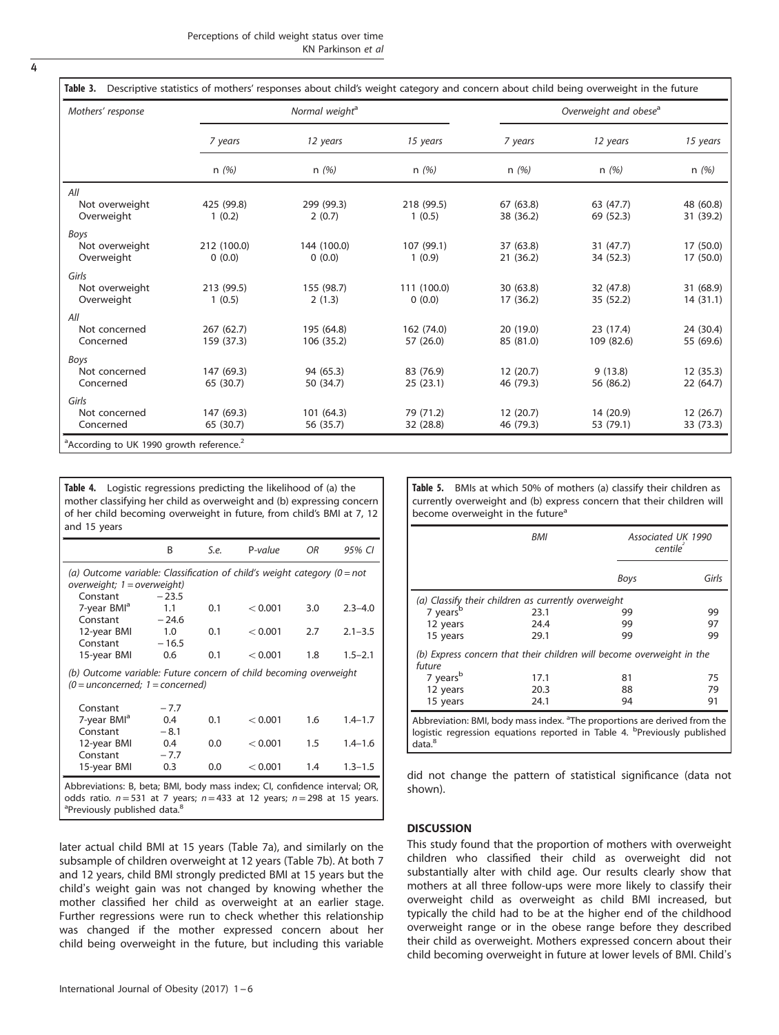**Table 3.** Descriptive statistics of mothers' responses about child's weight category and concern about child being overweight in the future

| *Mothers' response* | *Normal weight*[a] | | | *Overweight and obese*[a] | | |
|---|---|---|---|---|---|---|
| | *7 years* | *12 years* | *15 years* | *7 years* | *12 years* | *15 years* |
| | n *(%)* | n *(%)* | n *(%)* | n *(%)* | n *(%)* | n *(%)* |
| *All* | | | | | | |
| Not overweight | 425 (99.8) | 299 (99.3) | 218 (99.5) | 67 (63.8) | 63 (47.7) | 48 (60.8) |
| Overweight | 1 (0.2) | 2 (0.7) | 1 (0.5) | 38 (36.2) | 69 (52.3) | 31 (39.2) |
| *Boys* | | | | | | |
| Not overweight | 212 (100.0) | 144 (100.0) | 107 (99.1) | 37 (63.8) | 31 (47.7) | 17 (50.0) |
| Overweight | 0 (0.0) | 0 (0.0) | 1 (0.9) | 21 (36.2) | 34 (52.3) | 17 (50.0) |
| *Girls* | | | | | | |
| Not overweight | 213 (99.5) | 155 (98.7) | 111 (100.0) | 30 (63.8) | 32 (47.8) | 31 (68.9) |
| Overweight | 1 (0.5) | 2 (1.3) | 0 (0.0) | 17 (36.2) | 35 (52.2) | 14 (31.1) |
| *All* | | | | | | |
| Not concerned | 267 (62.7) | 195 (64.8) | 162 (74.0) | 20 (19.0) | 23 (17.4) | 24 (30.4) |
| Concerned | 159 (37.3) | 106 (35.2) | 57 (26.0) | 85 (81.0) | 109 (82.6) | 55 (69.6) |
| *Boys* | | | | | | |
| Not concerned | 147 (69.3) | 94 (65.3) | 83 (76.9) | 12 (20.7) | 9 (13.8) | 12 (35.3) |
| Concerned | 65 (30.7) | 50 (34.7) | 25 (23.1) | 46 (79.3) | 56 (86.2) | 22 (64.7) |
| *Girls* | | | | | | |
| Not concerned | 147 (69.3) | 101 (64.3) | 79 (71.2) | 12 (20.7) | 14 (20.9) | 12 (26.7) |
| Concerned | 65 (30.7) | 56 (35.7) | 32 (28.8) | 46 (79.3) | 53 (79.1) | 33 (73.3) |

[a]According to UK 1990 growth reference.[2]

**Table 4.** Logistic regressions predicting the likelihood of (a) the mother classifying her child as overweight and (b) expressing concern of her child becoming overweight in future, from child's BMI at 7, 12 and 15 years

| | B | *S.e.* | P*-value* | *OR* | *95% CI* |
|---|---|---|---|---|---|
| *(a) Outcome variable: Classification of child's weight category (0 = not overweight; 1 = overweight)* | | | | | |
| Constant | −23.5 | | | | |
| 7-year BMI[a] | 1.1 | 0.1 | < 0.001 | 3.0 | 2.3–4.0 |
| Constant | −24.6 | | | | |
| 12-year BMI | 1.0 | 0.1 | < 0.001 | 2.7 | 2.1–3.5 |
| Constant | −16.5 | | | | |
| 15-year BMI | 0.6 | 0.1 | < 0.001 | 1.8 | 1.5–2.1 |
| *(b) Outcome variable: Future concern of child becoming overweight (0 = unconcerned; 1 = concerned)* | | | | | |
| Constant | −7.7 | | | | |
| 7-year BMI[a] | 0.4 | 0.1 | < 0.001 | 1.6 | 1.4–1.7 |
| Constant | −8.1 | | | | |
| 12-year BMI | 0.4 | 0.0 | < 0.001 | 1.5 | 1.4–1.6 |
| Constant | −7.7 | | | | |
| 15-year BMI | 0.3 | 0.0 | < 0.001 | 1.4 | 1.3–1.5 |

Abbreviations: B, beta; BMI, body mass index; CI, confidence interval; OR, odds ratio. $n = 531$ at 7 years; $n = 433$ at 12 years; $n = 298$ at 15 years. [a]Previously published data.[8]

**Table 5.** BMIs at which 50% of mothers (a) classify their children as currently overweight and (b) express concern that their children will become overweight in the future[a]

| | *BMI* | *Associated UK 1990 centile*[2] | |
|---|---|---|---|
| | | *Boys* | *Girls* |
| *(a) Classify their children as currently overweight* | | | |
| 7 years[b] | 23.1 | 99 | 99 |
| 12 years | 24.4 | 99 | 97 |
| 15 years | 29.1 | 99 | 99 |
| *(b) Express concern that their children will become overweight in the future* | | | |
| 7 years[b] | 17.1 | 81 | 75 |
| 12 years | 20.3 | 88 | 79 |
| 15 years | 24.1 | 94 | 91 |

Abbreviation: BMI, body mass index. [a]The proportions are derived from the logistic regression equations reported in Table 4. [b]Previously published data.[8]

later actual child BMI at 15 years (Table 7a), and similarly on the subsample of children overweight at 12 years (Table 7b). At both 7 and 12 years, child BMI strongly predicted BMI at 15 years but the child's weight gain was not changed by knowing whether the mother classified her child as overweight at an earlier stage. Further regressions were run to check whether this relationship was changed if the mother expressed concern about her child being overweight in the future, but including this variable did not change the pattern of statistical significance (data not shown).

## DISCUSSION

This study found that the proportion of mothers with overweight children who classified their child as overweight did not substantially alter with child age. Our results clearly show that mothers at all three follow-ups were more likely to classify their overweight child as overweight as child BMI increased, but typically the child had to be at the higher end of the childhood overweight range or in the obese range before they described their child as overweight. Mothers expressed concern about their child becoming overweight in future at lower levels of BMI. Child's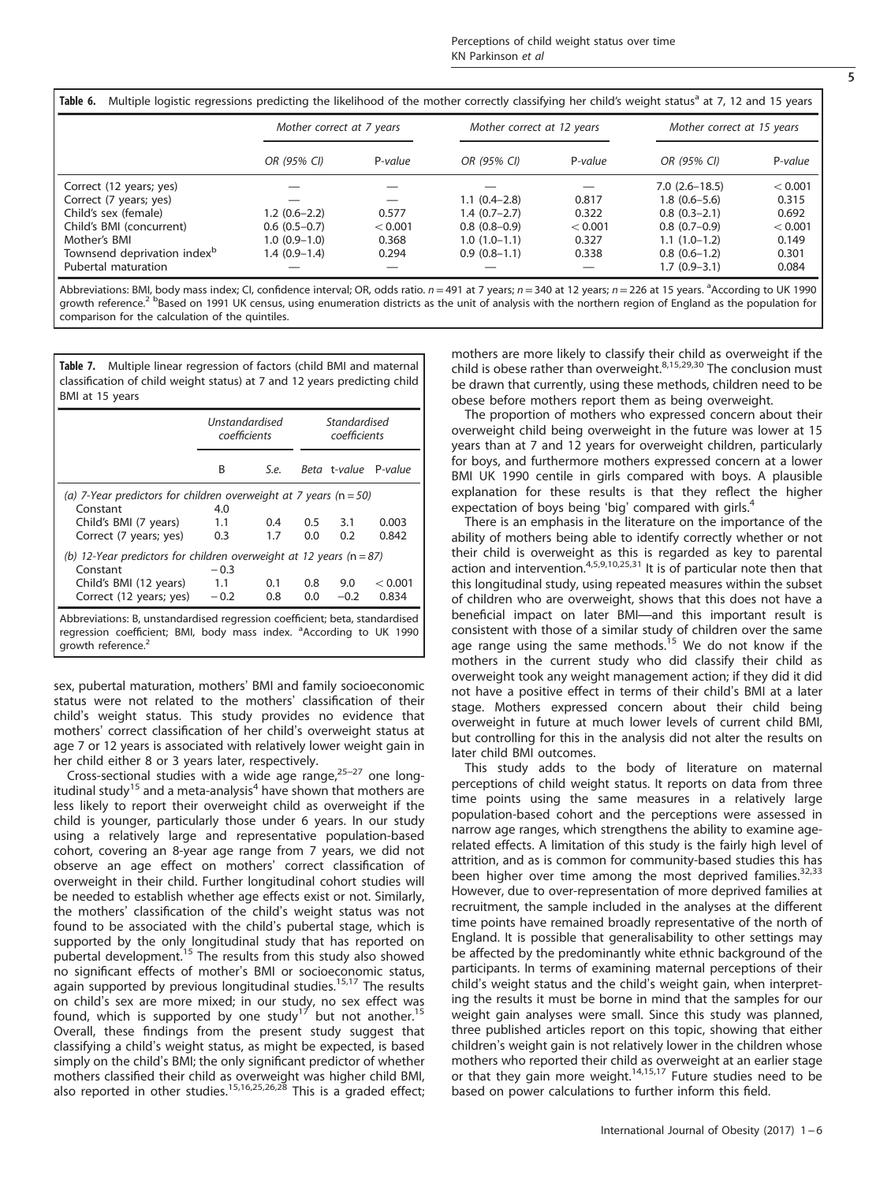**Table 6.** Multiple logistic regressions predicting the likelihood of the mother correctly classifying her child's weight status[a] at 7, 12 and 15 years

| | Mother correct at 7 years | | Mother correct at 12 years | | Mother correct at 15 years | |
|---|---|---|---|---|---|---|
| | OR (95% CI) | P-value | OR (95% CI) | P-value | OR (95% CI) | P-value |
| Correct (12 years; yes) | — | — | — | — | 7.0 (2.6–18.5) | < 0.001 |
| Correct (7 years; yes) | — | — | 1.1 (0.4–2.8) | 0.817 | 1.8 (0.6–5.6) | 0.315 |
| Child's sex (female) | 1.2 (0.6–2.2) | 0.577 | 1.4 (0.7–2.7) | 0.322 | 0.8 (0.3–2.1) | 0.692 |
| Child's BMI (concurrent) | 0.6 (0.5–0.7) | < 0.001 | 0.8 (0.8–0.9) | < 0.001 | 0.8 (0.7–0.9) | < 0.001 |
| Mother's BMI | 1.0 (0.9–1.0) | 0.368 | 1.0 (1.0–1.1) | 0.327 | 1.1 (1.0–1.2) | 0.149 |
| Townsend deprivation index[b] | 1.4 (0.9–1.4) | 0.294 | 0.9 (0.8–1.1) | 0.338 | 0.8 (0.6–1.2) | 0.301 |
| Pubertal maturation | — | — | — | — | 1.7 (0.9–3.1) | 0.084 |

Abbreviations: BMI, body mass index; CI, confidence interval; OR, odds ratio. $n = 491$ at 7 years; $n = 340$ at 12 years; $n = 226$ at 15 years. [a]According to UK 1990 growth reference.[2] [b]Based on 1991 UK census, using enumeration districts as the unit of analysis with the northern region of England as the population for comparison for the calculation of the quintiles.

**Table 7.** Multiple linear regression of factors (child BMI and maternal classification of child weight status) at 7 and 12 years predicting child BMI at 15 years

| | Unstandardised coefficients | | Standardised coefficients | | |
|---|---|---|---|---|---|
| | B | S.e. | Beta | t-value | P-value |
| *(a) 7-Year predictors for children overweight at 7 years (n = 50)* | | | | | |
| Constant | 4.0 | | | | |
| Child's BMI (7 years) | 1.1 | 0.4 | 0.5 | 3.1 | 0.003 |
| Correct (7 years; yes) | 0.3 | 1.7 | 0.0 | 0.2 | 0.842 |
| *(b) 12-Year predictors for children overweight at 12 years (n = 87)* | | | | | |
| Constant | −0.3 | | | | |
| Child's BMI (12 years) | 1.1 | 0.1 | 0.8 | 9.0 | < 0.001 |
| Correct (12 years; yes) | −0.2 | 0.8 | 0.0 | −0.2 | 0.834 |

Abbreviations: B, unstandardised regression coefficient; beta, standardised regression coefficient; BMI, body mass index. [a]According to UK 1990 growth reference.[2]

sex, pubertal maturation, mothers' BMI and family socioeconomic status were not related to the mothers' classification of their child's weight status. This study provides no evidence that mothers' correct classification of her child's overweight status at age 7 or 12 years is associated with relatively lower weight gain in her child either 8 or 3 years later, respectively.

Cross-sectional studies with a wide age range,[25–27] one longitudinal study[15] and a meta-analysis[4] have shown that mothers are less likely to report their overweight child as overweight if the child is younger, particularly those under 6 years. In our study using a relatively large and representative population-based cohort, covering an 8-year age range from 7 years, we did not observe an age effect on mothers' correct classification of overweight in their child. Further longitudinal cohort studies will be needed to establish whether age effects exist or not. Similarly, the mothers' classification of the child's weight status was not found to be associated with the child's pubertal stage, which is supported by the only longitudinal study that has reported on pubertal development.[15] The results from this study also showed no significant effects of mother's BMI or socioeconomic status, again supported by previous longitudinal studies.[15,17] The results on child's sex are more mixed; in our study, no sex effect was found, which is supported by one study[17] but not another.[15] Overall, these findings from the present study suggest that classifying a child's weight status, as might be expected, is based simply on the child's BMI; the only significant predictor of whether mothers classified their child as overweight was higher child BMI, also reported in other studies.[15,16,25,26,28] This is a graded effect; mothers are more likely to classify their child as overweight if the child is obese rather than overweight.[8,15,29,30] The conclusion must be drawn that currently, using these methods, children need to be obese before mothers report them as being overweight.

The proportion of mothers who expressed concern about their overweight child being overweight in the future was lower at 15 years than at 7 and 12 years for overweight children, particularly for boys, and furthermore mothers expressed concern at a lower BMI UK 1990 centile in girls compared with boys. A plausible explanation for these results is that they reflect the higher expectation of boys being 'big' compared with girls.[4]

There is an emphasis in the literature on the importance of the ability of mothers being able to identify correctly whether or not their child is overweight as this is regarded as key to parental action and intervention.[4,5,9,10,25,31] It is of particular note then that this longitudinal study, using repeated measures within the subset of children who are overweight, shows that this does not have a beneficial impact on later BMI—and this important result is consistent with those of a similar study of children over the same age range using the same methods.[15] We do not know if the mothers in the current study who did classify their child as overweight took any weight management action; if they did it did not have a positive effect in terms of their child's BMI at a later stage. Mothers expressed concern about their child being overweight in future at much lower levels of current child BMI, but controlling for this in the analysis did not alter the results on later child BMI outcomes.

This study adds to the body of literature on maternal perceptions of child weight status. It reports on data from three time points using the same measures in a relatively large population-based cohort and the perceptions were assessed in narrow age ranges, which strengthens the ability to examine age-related effects. A limitation of this study is the fairly high level of attrition, and as is common for community-based studies this has been higher over time among the most deprived families.[32,33] However, due to over-representation of more deprived families at recruitment, the sample included in the analyses at the different time points have remained broadly representative of the north of England. It is possible that generalisability to other settings may be affected by the predominantly white ethnic background of the participants. In terms of examining maternal perceptions of their child's weight status and the child's weight gain, when interpreting the results it must be borne in mind that the samples for our weight gain analyses were small. Since this study was planned, three published articles report on this topic, showing that either children's weight gain is not relatively lower in the children whose mothers who reported their child as overweight at an earlier stage or that they gain more weight.[14,15,17] Future studies need to be based on power calculations to further inform this field.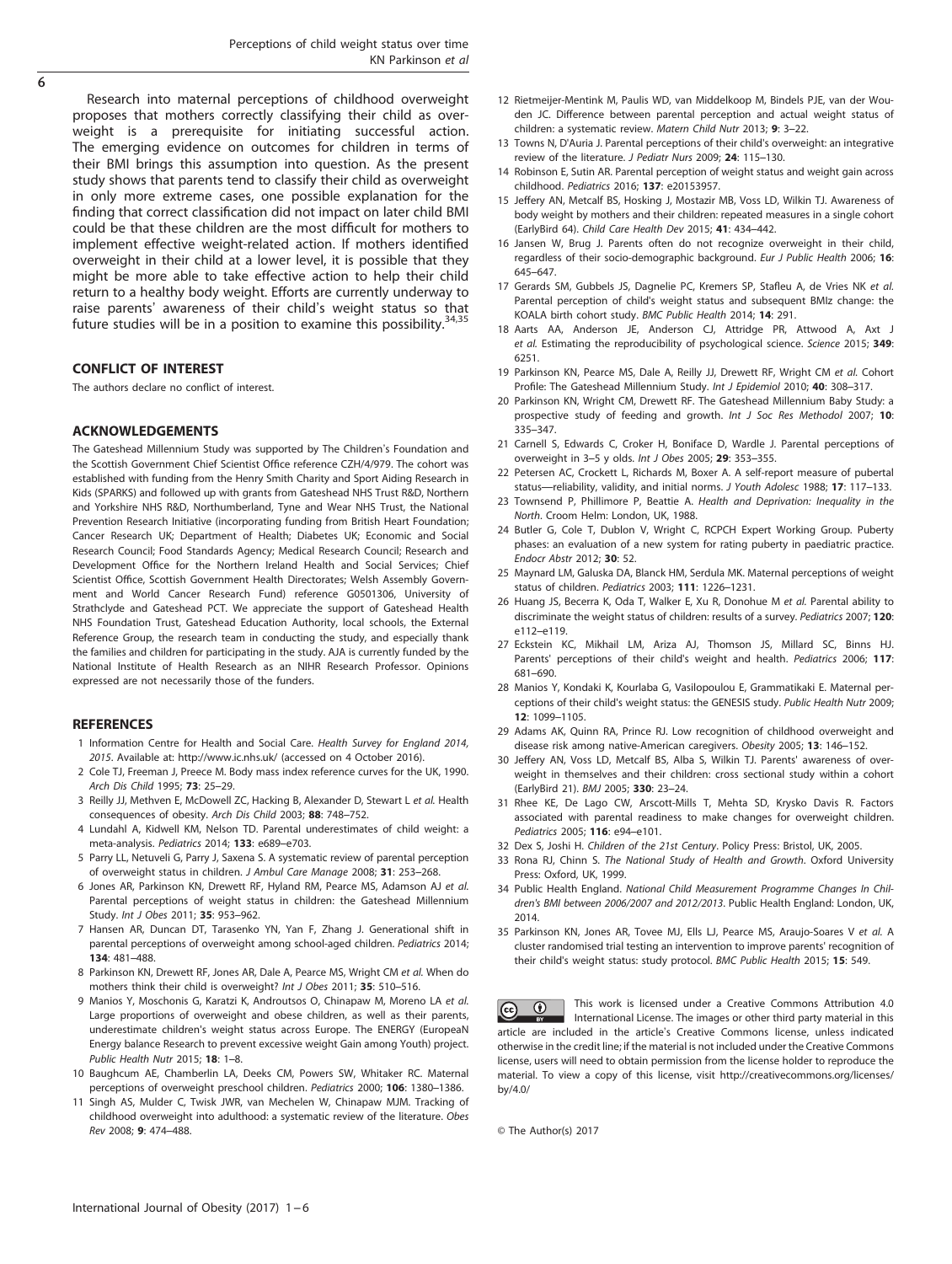Research into maternal perceptions of childhood overweight proposes that mothers correctly classifying their child as overweight is a prerequisite for initiating successful action. The emerging evidence on outcomes for children in terms of their BMI brings this assumption into question. As the present study shows that parents tend to classify their child as overweight in only more extreme cases, one possible explanation for the finding that correct classification did not impact on later child BMI could be that these children are the most difficult for mothers to implement effective weight-related action. If mothers identified overweight in their child at a lower level, it is possible that they might be more able to take effective action to help their child return to a healthy body weight. Efforts are currently underway to raise parents' awareness of their child's weight status so that future studies will be in a position to examine this possibility.[34,35]

## CONFLICT OF INTEREST

The authors declare no conflict of interest.

## ACKNOWLEDGEMENTS

The Gateshead Millennium Study was supported by The Children's Foundation and the Scottish Government Chief Scientist Office reference CZH/4/979. The cohort was established with funding from the Henry Smith Charity and Sport Aiding Research in Kids (SPARKS) and followed up with grants from Gateshead NHS Trust R&D, Northern and Yorkshire NHS R&D, Northumberland, Tyne and Wear NHS Trust, the National Prevention Research Initiative (incorporating funding from British Heart Foundation; Cancer Research UK; Department of Health; Diabetes UK; Economic and Social Research Council; Food Standards Agency; Medical Research Council; Research and Development Office for the Northern Ireland Health and Social Services; Chief Scientist Office, Scottish Government Health Directorates; Welsh Assembly Government and World Cancer Research Fund) reference G0501306, University of Strathclyde and Gateshead PCT. We appreciate the support of Gateshead Health NHS Foundation Trust, Gateshead Education Authority, local schools, the External Reference Group, the research team in conducting the study, and especially thank the families and children for participating in the study. AJA is currently funded by the National Institute of Health Research as an NIHR Research Professor. Opinions expressed are not necessarily those of the funders.

## REFERENCES

1 Information Centre for Health and Social Care. *Health Survey for England 2014, 2015*. Available at: http://www.ic.nhs.uk/ (accessed on 4 October 2016).

2 Cole TJ, Freeman J, Preece M. Body mass index reference curves for the UK, 1990. *Arch Dis Child* 1995; **73**: 25–29.

3 Reilly JJ, Methven E, McDowell ZC, Hacking B, Alexander D, Stewart L *et al.* Health consequences of obesity. *Arch Dis Child* 2003; **88**: 748–752.

4 Lundahl A, Kidwell KM, Nelson TD. Parental underestimates of child weight: a meta-analysis. *Pediatrics* 2014; **133**: e689–e703.

5 Parry LL, Netuveli G, Parry J, Saxena S. A systematic review of parental perception of overweight status in children. *J Ambul Care Manage* 2008; **31**: 253–268.

6 Jones AR, Parkinson KN, Drewett RF, Hyland RM, Pearce MS, Adamson AJ *et al.* Parental perceptions of weight status in children: the Gateshead Millennium Study. *Int J Obes* 2011; **35**: 953–962.

7 Hansen AR, Duncan DT, Tarasenko YN, Yan F, Zhang J. Generational shift in parental perceptions of overweight among school-aged children. *Pediatrics* 2014; **134**: 481–488.

8 Parkinson KN, Drewett RF, Jones AR, Dale A, Pearce MS, Wright CM *et al.* When do mothers think their child is overweight? *Int J Obes* 2011; **35**: 510–516.

9 Manios Y, Moschonis G, Karatzi K, Androutsos O, Chinapaw M, Moreno LA *et al.* Large proportions of overweight and obese children, as well as their parents, underestimate children's weight status across Europe. The ENERGY (EuropeaN Energy balance Research to prevent excessive weight Gain among Youth) project. *Public Health Nutr* 2015; **18**: 1–8.

10 Baughcum AE, Chamberlin LA, Deeks CM, Powers SW, Whitaker RC. Maternal perceptions of overweight preschool children. *Pediatrics* 2000; **106**: 1380–1386.

11 Singh AS, Mulder C, Twisk JWR, van Mechelen W, Chinapaw MJM. Tracking of childhood overweight into adulthood: a systematic review of the literature. *Obes Rev* 2008; **9**: 474–488.

12 Rietmeijer-Mentink M, Paulis WD, van Middelkoop M, Bindels PJE, van der Wouden JC. Difference between parental perception and actual weight status of children: a systematic review. *Matern Child Nutr* 2013; **9**: 3–22.

13 Towns N, D'Auria J. Parental perceptions of their child's overweight: an integrative review of the literature. *J Pediatr Nurs* 2009; **24**: 115–130.

14 Robinson E, Sutin AR. Parental perception of weight status and weight gain across childhood. *Pediatrics* 2016; **137**: e20153957.

15 Jeffery AN, Metcalf BS, Hosking J, Mostazir MB, Voss LD, Wilkin TJ. Awareness of body weight by mothers and their children: repeated measures in a single cohort (EarlyBird 64). *Child Care Health Dev* 2015; **41**: 434–442.

16 Jansen W, Brug J. Parents often do not recognize overweight in their child, regardless of their socio-demographic background. *Eur J Public Health* 2006; **16**: 645–647.

17 Gerards SM, Gubbels JS, Dagnelie PC, Kremers SP, Stafleu A, de Vries NK *et al.* Parental perception of child's weight status and subsequent BMIz change: the KOALA birth cohort study. *BMC Public Health* 2014; **14**: 291.

18 Aarts AA, Anderson JE, Anderson CJ, Attridge PR, Attwood A, Axt J *et al.* Estimating the reproducibility of psychological science. *Science* 2015; **349**: 6251.

19 Parkinson KN, Pearce MS, Dale A, Reilly JJ, Drewett RF, Wright CM *et al.* Cohort Profile: The Gateshead Millennium Study. *Int J Epidemiol* 2010; **40**: 308–317.

20 Parkinson KN, Wright CM, Drewett RF. The Gateshead Millennium Baby Study: a prospective study of feeding and growth. *Int J Soc Res Methodol* 2007; **10**: 335–347.

21 Carnell S, Edwards C, Croker H, Boniface D, Wardle J. Parental perceptions of overweight in 3–5 y olds. *Int J Obes* 2005; **29**: 353–355.

22 Petersen AC, Crockett L, Richards M, Boxer A. A self-report measure of pubertal status—reliability, validity, and initial norms. *J Youth Adolesc* 1988; **17**: 117–133.

23 Townsend P, Phillimore P, Beattie A. *Health and Deprivation: Inequality in the North*. Croom Helm: London, UK, 1988.

24 Butler G, Cole T, Dublon V, Wright C, RCPCH Expert Working Group. Puberty phases: an evaluation of a new system for rating puberty in paediatric practice. *Endocr Abstr* 2012; **30**: 52.

25 Maynard LM, Galuska DA, Blanck HM, Serdula MK. Maternal perceptions of weight status of children. *Pediatrics* 2003; **111**: 1226–1231.

26 Huang JS, Becerra K, Oda T, Walker E, Xu R, Donohue M *et al.* Parental ability to discriminate the weight status of children: results of a survey. *Pediatrics* 2007; **120**: e112–e119.

27 Eckstein KC, Mikhail LM, Ariza AJ, Thomson JS, Millard SC, Binns HJ. Parents' perceptions of their child's weight and health. *Pediatrics* 2006; **117**: 681–690.

28 Manios Y, Kondaki K, Kourlaba G, Vasilopoulou E, Grammatikaki E. Maternal perceptions of their child's weight status: the GENESIS study. *Public Health Nutr* 2009; **12**: 1099–1105.

29 Adams AK, Quinn RA, Prince RJ. Low recognition of childhood overweight and disease risk among native-American caregivers. *Obesity* 2005; **13**: 146–152.

30 Jeffery AN, Voss LD, Metcalf BS, Alba S, Wilkin TJ. Parents' awareness of overweight in themselves and their children: cross sectional study within a cohort (EarlyBird 21). *BMJ* 2005; **330**: 23–24.

31 Rhee KE, De Lago CW, Arscott-Mills T, Mehta SD, Krysko Davis R. Factors associated with parental readiness to make changes for overweight children. *Pediatrics* 2005; **116**: e94–e101.

32 Dex S, Joshi H. *Children of the 21st Century*. Policy Press: Bristol, UK, 2005.

33 Rona RJ, Chinn S. *The National Study of Health and Growth*. Oxford University Press: Oxford, UK, 1999.

34 Public Health England. *National Child Measurement Programme Changes In Children's BMI between 2006/2007 and 2012/2013*. Public Health England: London, UK, 2014.

35 Parkinson KN, Jones AR, Tovee MJ, Ells LJ, Pearce MS, Araujo-Soares V *et al.* A cluster randomised trial testing an intervention to improve parents' recognition of their child's weight status: study protocol. *BMC Public Health* 2015; **15**: 549.

This work is licensed under a Creative Commons Attribution 4.0 International License. The images or other third party material in this article are included in the article's Creative Commons license, unless indicated otherwise in the credit line; if the material is not included under the Creative Commons license, users will need to obtain permission from the license holder to reproduce the material. To view a copy of this license, visit http://creativecommons.org/licenses/by/4.0/

© The Author(s) 2017